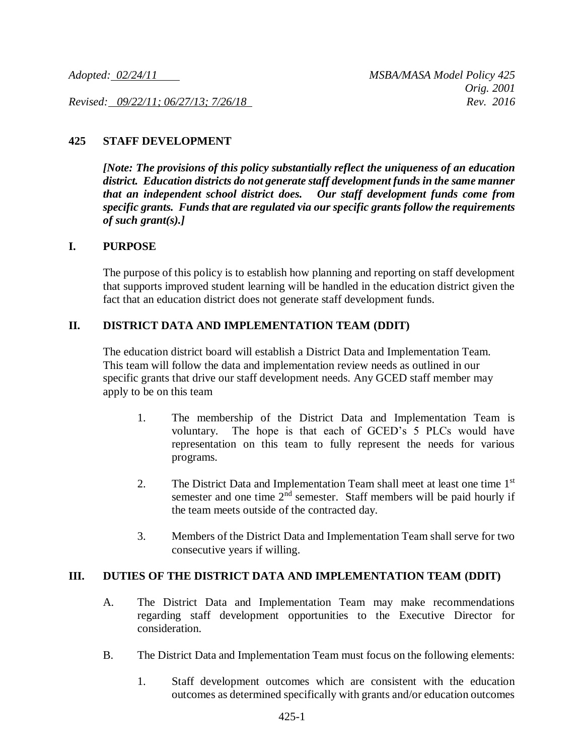*Adopted: 02/24/11* *MSBA/MASA Model Policy 425*
*Orig. 2001*
*Revised: 09/22/11; 06/27/13; 7/26/18* *Rev. 2016*

## 425 STAFF DEVELOPMENT

***[Note: The provisions of this policy substantially reflect the uniqueness of an education district. Education districts do not generate staff development funds in the same manner that an independent school district does. Our staff development funds come from specific grants. Funds that are regulated via our specific grants follow the requirements of such grant(s).]***

## I. PURPOSE

The purpose of this policy is to establish how planning and reporting on staff development that supports improved student learning will be handled in the education district given the fact that an education district does not generate staff development funds.

## II. DISTRICT DATA AND IMPLEMENTATION TEAM (DDIT)

The education district board will establish a District Data and Implementation Team. This team will follow the data and implementation review needs as outlined in our specific grants that drive our staff development needs. Any GCED staff member may apply to be on this team

1. The membership of the District Data and Implementation Team is voluntary. The hope is that each of GCED's 5 PLCs would have representation on this team to fully represent the needs for various programs.

2. The District Data and Implementation Team shall meet at least one time 1st semester and one time 2nd semester. Staff members will be paid hourly if the team meets outside of the contracted day.

3. Members of the District Data and Implementation Team shall serve for two consecutive years if willing.

## III. DUTIES OF THE DISTRICT DATA AND IMPLEMENTATION TEAM (DDIT)

A. The District Data and Implementation Team may make recommendations regarding staff development opportunities to the Executive Director for consideration.

B. The District Data and Implementation Team must focus on the following elements:

1. Staff development outcomes which are consistent with the education outcomes as determined specifically with grants and/or education outcomes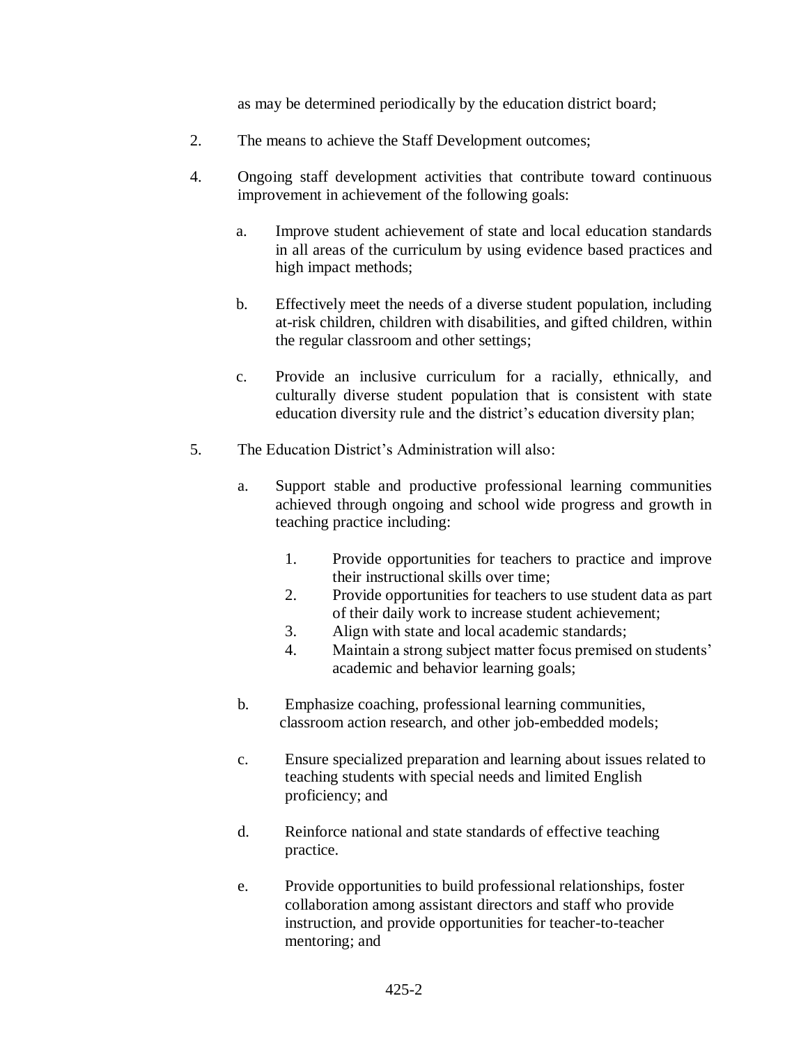as may be determined periodically by the education district board;

2. The means to achieve the Staff Development outcomes;

4. Ongoing staff development activities that contribute toward continuous improvement in achievement of the following goals:

   a. Improve student achievement of state and local education standards in all areas of the curriculum by using evidence based practices and high impact methods;

   b. Effectively meet the needs of a diverse student population, including at-risk children, children with disabilities, and gifted children, within the regular classroom and other settings;

   c. Provide an inclusive curriculum for a racially, ethnically, and culturally diverse student population that is consistent with state education diversity rule and the district's education diversity plan;

5. The Education District's Administration will also:

   a. Support stable and productive professional learning communities achieved through ongoing and school wide progress and growth in teaching practice including:

      1. Provide opportunities for teachers to practice and improve their instructional skills over time;
      2. Provide opportunities for teachers to use student data as part of their daily work to increase student achievement;
      3. Align with state and local academic standards;
      4. Maintain a strong subject matter focus premised on students' academic and behavior learning goals;

   b. Emphasize coaching, professional learning communities, classroom action research, and other job-embedded models;

   c. Ensure specialized preparation and learning about issues related to teaching students with special needs and limited English proficiency; and

   d. Reinforce national and state standards of effective teaching practice.

   e. Provide opportunities to build professional relationships, foster collaboration among assistant directors and staff who provide instruction, and provide opportunities for teacher-to-teacher mentoring; and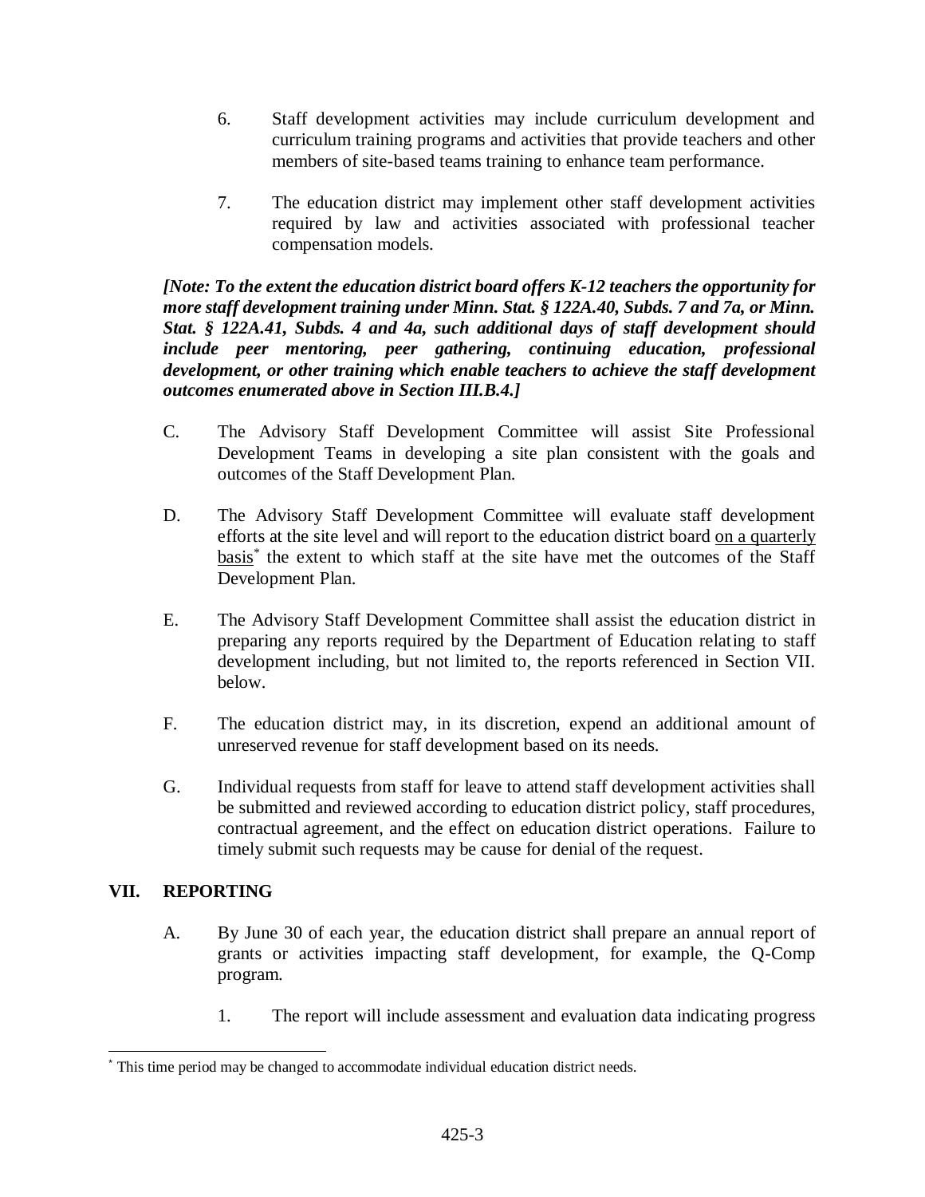6. Staff development activities may include curriculum development and curriculum training programs and activities that provide teachers and other members of site-based teams training to enhance team performance.

7. The education district may implement other staff development activities required by law and activities associated with professional teacher compensation models.

***[Note: To the extent the education district board offers K-12 teachers the opportunity for more staff development training under Minn. Stat. § 122A.40, Subds. 7 and 7a, or Minn. Stat. § 122A.41, Subds. 4 and 4a, such additional days of staff development should include peer mentoring, peer gathering, continuing education, professional development, or other training which enable teachers to achieve the staff development outcomes enumerated above in Section III.B.4.]***

C. The Advisory Staff Development Committee will assist Site Professional Development Teams in developing a site plan consistent with the goals and outcomes of the Staff Development Plan.

D. The Advisory Staff Development Committee will evaluate staff development efforts at the site level and will report to the education district board <u>on a quarterly basis</u>* the extent to which staff at the site have met the outcomes of the Staff Development Plan.

E. The Advisory Staff Development Committee shall assist the education district in preparing any reports required by the Department of Education relating to staff development including, but not limited to, the reports referenced in Section VII. below.

F. The education district may, in its discretion, expend an additional amount of unreserved revenue for staff development based on its needs.

G. Individual requests from staff for leave to attend staff development activities shall be submitted and reviewed according to education district policy, staff procedures, contractual agreement, and the effect on education district operations. Failure to timely submit such requests may be cause for denial of the request.

## VII. REPORTING

A. By June 30 of each year, the education district shall prepare an annual report of grants or activities impacting staff development, for example, the Q-Comp program.

1. The report will include assessment and evaluation data indicating progress

---

* This time period may be changed to accommodate individual education district needs.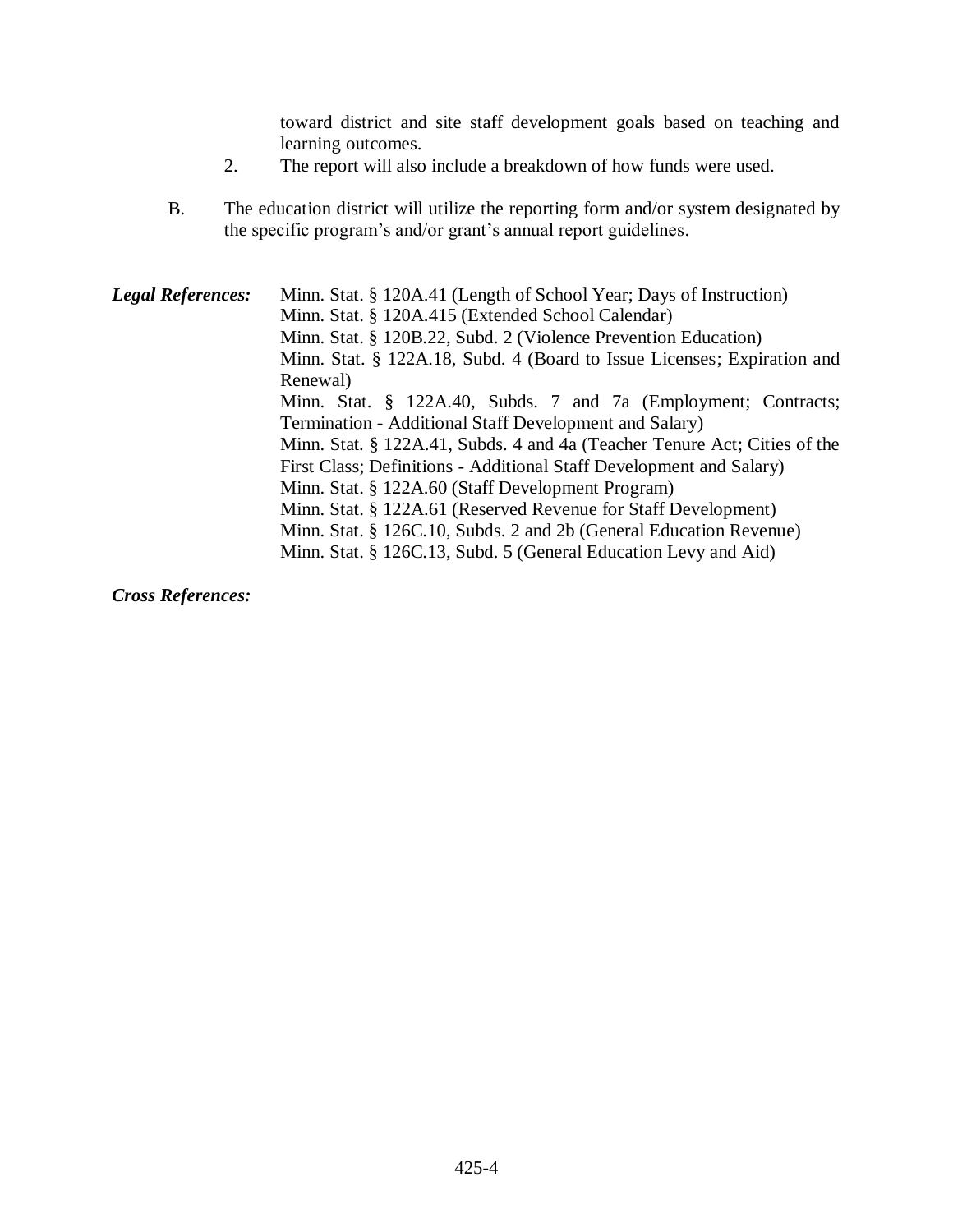toward district and site staff development goals based on teaching and learning outcomes.

2. The report will also include a breakdown of how funds were used.

B. The education district will utilize the reporting form and/or system designated by the specific program's and/or grant's annual report guidelines.

***Legal References:***

Minn. Stat. § 120A.41 (Length of School Year; Days of Instruction)
Minn. Stat. § 120A.415 (Extended School Calendar)
Minn. Stat. § 120B.22, Subd. 2 (Violence Prevention Education)
Minn. Stat. § 122A.18, Subd. 4 (Board to Issue Licenses; Expiration and Renewal)
Minn. Stat. § 122A.40, Subds. 7 and 7a (Employment; Contracts; Termination - Additional Staff Development and Salary)
Minn. Stat. § 122A.41, Subds. 4 and 4a (Teacher Tenure Act; Cities of the First Class; Definitions - Additional Staff Development and Salary)
Minn. Stat. § 122A.60 (Staff Development Program)
Minn. Stat. § 122A.61 (Reserved Revenue for Staff Development)
Minn. Stat. § 126C.10, Subds. 2 and 2b (General Education Revenue)
Minn. Stat. § 126C.13, Subd. 5 (General Education Levy and Aid)

***Cross References:***